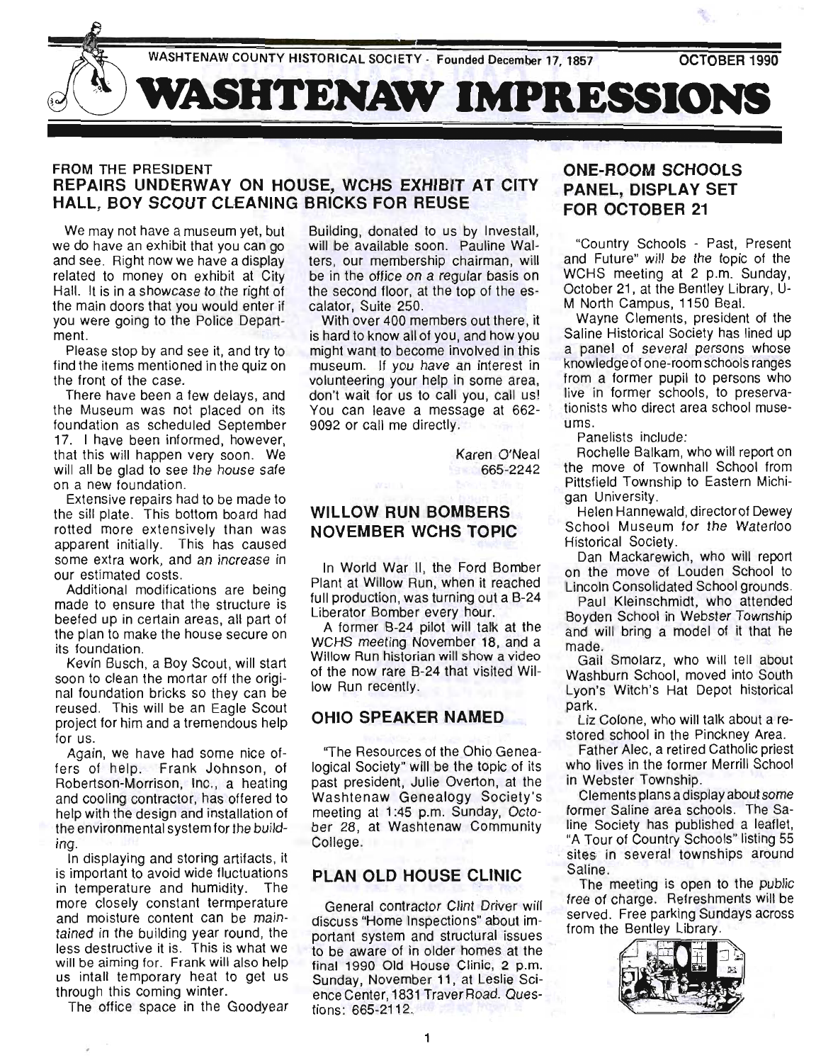WASHTENAW COUNTY HISTORICAL SOCIETY - Founded December 17, 1857

OCTOBER 1990

# WASHTENAW IMPRESSIONS

FROM THE PRESIDENT

## REPAIRS UNDERWAY ON HOUSE, WCHS EXHIBIT AT CITY HALL, BOY SCOUT CLEANING BRICKS FOR REUSE

We may not have a museum yet, but we do have an exhibit that you can go and see. Right now we have a display related to money on exhibit at City Hall. It is in a showcase to the right of the main doors that you would enter if you were going to the Police Department.

Please stop by and see it, and try to find the items mentioned in the quiz on the front of the case.

There have been a few delays, and the Museum was not placed on its foundation as scheduled September 17. I have been informed, however, that this will happen very soon. We will all be glad to see the house safe on a new foundation.

Extensive repairs had to be made to the sill plate. This bottom board had rotted more extensively than was apparent initially. This has caused some extra work, and an increase in our estimated costs.

Additional modifications are being made to ensure that the structure is beefed up in certain areas, all part of the plan to make the house secure on its foundation.

Kevin Busch, a Boy Scout, will start soon to clean the mortar off the original foundation bricks so they can be reused. This will be an Eagle Scout project for him and a tremendous help for us.

Again, we have had some nice offers of help. Frank Johnson, of Robertson-Morrison, Inc., a heating and cooling contractor, has offered to help with the design and installation of the environmental system for the building.

In displaying and storing artifacts, it is important to avoid wide fluctuations in temperature and humidity. The more closely constant termperature and moisture content can be maintained in the building year round, the less destructive it is. This is what we will be aiming for. Frank will also help us intall temporary heat to get us through this coming winter.

The office space in the Goodyear Building, donated to us by Investall, will be available soon. Pauline Walters, our membership chairman, will be in the office on a regular basis on the second floor, at the top of the escalator, Suite 250.

With over 400 members out there, it is hard to know all of you, and how you might want to become involved in this museum. If you have an interest in volunteering your help in some area, don't wait for us to call you, call us! You can leave a message at 662-9092 or call me directly.

Karen O'Neal
665-2242

## WILLOW RUN BOMBERS NOVEMBER WCHS TOPIC

In World War II, the Ford Bomber Plant at Willow Run, when it reached full production, was turning out a B-24 Liberator Bomber every hour.

A former B-24 pilot will talk at the WCHS meeting November 18, and a Willow Run historian will show a video of the now rare B-24 that visited Willow Run recently.

## OHIO SPEAKER NAMED

"The Resources of the Ohio Genealogical Society" will be the topic of its past president, Julie Overton, at the Washtenaw Genealogy Society's meeting at 1:45 p.m. Sunday, October 28, at Washtenaw Community College.

## PLAN OLD HOUSE CLINIC

General contractor Clint Driver will discuss "Home Inspections" about important system and structural issues to be aware of in older homes at the final 1990 Old House Clinic, 2 p.m. Sunday, November 11, at Leslie Science Center, 1831 Traver Road. Questions: 665-2112.

## ONE-ROOM SCHOOLS PANEL, DISPLAY SET FOR OCTOBER 21

"Country Schools - Past, Present and Future" will be the topic of the WCHS meeting at 2 p.m. Sunday, October 21, at the Bentley Library, U-M North Campus, 1150 Beal.

Wayne Clements, president of the Saline Historical Society has lined up a panel of several persons whose knowledge of one-room schools ranges from a former pupil to persons who live in former schools, to preservationists who direct area school museums.

Panelists include:

Rochelle Balkam, who will report on the move of Townhall School from Pittsfield Township to Eastern Michigan University.

Helen Hannewald, director of Dewey School Museum for the Waterloo Historical Society.

Dan Mackarewich, who will report on the move of Louden School to Lincoln Consolidated School grounds.

Paul Kleinschmidt, who attended Boyden School in Webster Township and will bring a model of it that he made.

Gail Smolarz, who will tell about Washburn School, moved into South Lyon's Witch's Hat Depot historical park.

Liz Colone, who will talk about a restored school in the Pinckney Area.

Father Alec, a retired Catholic priest who lives in the former Merrill School in Webster Township.

Clements plans a display about some former Saline area schools. The Saline Society has published a leaflet, "A Tour of Country Schools" listing 55 sites in several townships around Saline.

The meeting is open to the public free of charge. Refreshments will be served. Free parking Sundays across from the Bentley Library.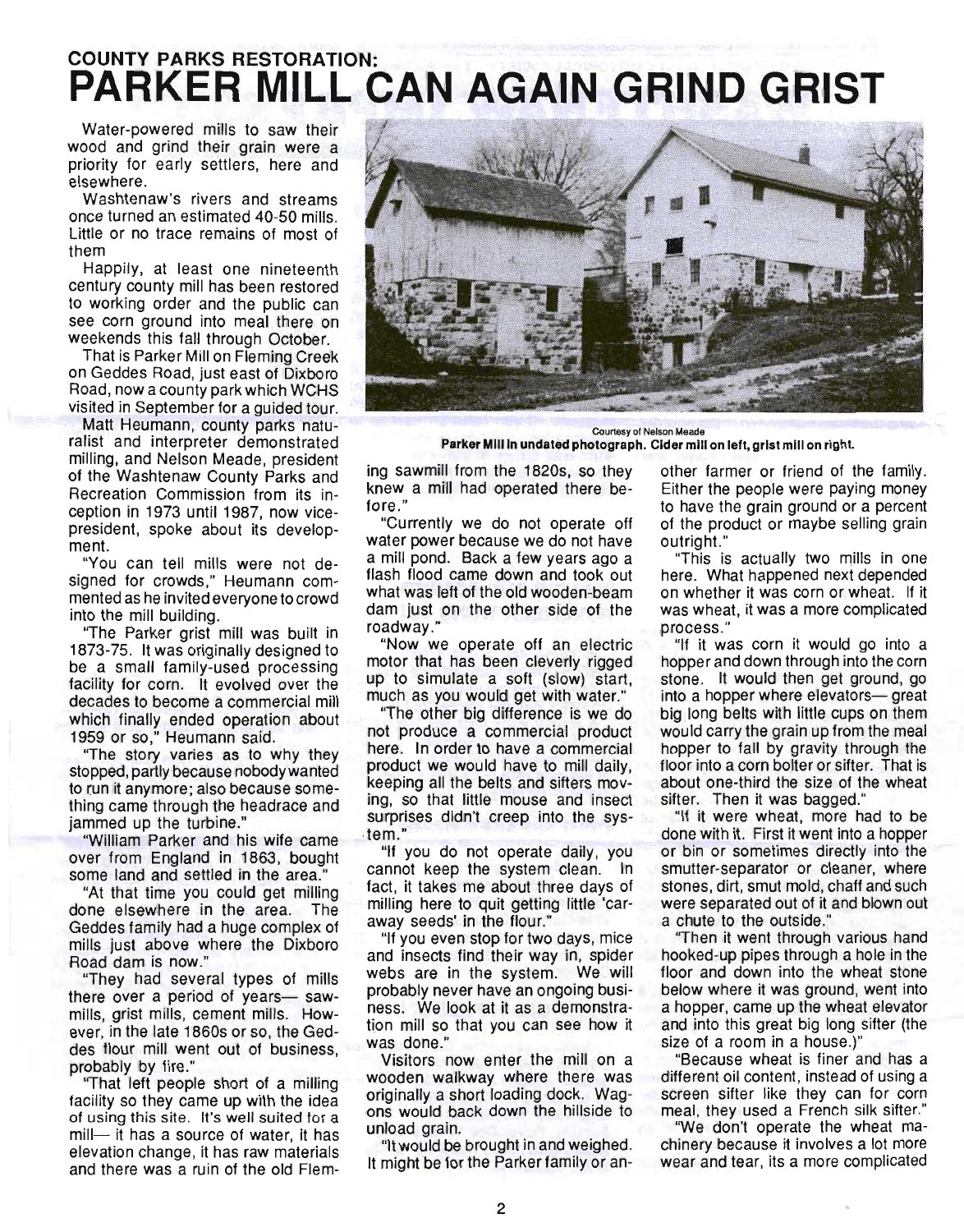## COUNTY PARKS RESTORATION:

# PARKER MILL CAN AGAIN GRIND GRIST

Water-powered mills to saw their wood and grind their grain were a priority for early settlers, here and elsewhere.

Washtenaw's rivers and streams once turned an estimated 40-50 mills. Little or no trace remains of most of them

Happily, at least one nineteenth century county mill has been restored to working order and the public can see corn ground into meal there on weekends this fall through October.

That is Parker Mill on Fleming Creek on Geddes Road, just east of Dixboro Road, now a county park which WCHS visited in September for a guided tour.

Matt Heumann, county parks naturalist and interpreter demonstrated milling, and Nelson Meade, president of the Washtenaw County Parks and Recreation Commission from its inception in 1973 until 1987, now vice-president, spoke about its development.

"You can tell mills were not designed for crowds," Heumann commented as he invited everyone to crowd into the mill building.

"The Parker grist mill was built in 1873-75. It was originally designed to be a small family-used processing facility for corn. It evolved over the decades to become a commercial mill which finally ended operation about 1959 or so," Heumann said.

"The story varies as to why they stopped, partly because nobody wanted to run it anymore; also because something came through the headrace and jammed up the turbine."

"William Parker and his wife came over from England in 1863, bought some land and settled in the area."

"At that time you could get milling done elsewhere in the area. The Geddes family had a huge complex of mills just above where the Dixboro Road dam is now."

"They had several types of mills there over a period of years— sawmills, grist mills, cement mills. However, in the late 1860s or so, the Geddes flour mill went out of business, probably by fire."

"That left people short of a milling facility so they came up with the idea of using this site. It's well suited for a mill— it has a source of water, it has elevation change, it has raw materials and there was a ruin of the old Fleming sawmill from the 1820s, so they knew a mill had operated there before."

Courtesy of Nelson Meade

**Parker Mill in undated photograph. Cider mill on left, grist mill on right.**

"Currently we do not operate off water power because we do not have a mill pond. Back a few years ago a flash flood came down and took out what was left of the old wooden-beam dam just on the other side of the roadway."

"Now we operate off an electric motor that has been cleverly rigged up to simulate a soft (slow) start, much as you would get with water."

"The other big difference is we do not produce a commercial product here. In order to have a commercial product we would have to mill daily, keeping all the belts and sifters moving, so that little mouse and insect surprises didn't creep into the system."

"If you do not operate daily, you cannot keep the system clean. In fact, it takes me about three days of milling here to quit getting little 'caraway seeds' in the flour."

"If you even stop for two days, mice and insects find their way in, spider webs are in the system. We will probably never have an ongoing business. We look at it as a demonstration mill so that you can see how it was done."

Visitors now enter the mill on a wooden walkway where there was originally a short loading dock. Wagons would back down the hillside to unload grain.

"It would be brought in and weighed. It might be for the Parker family or another farmer or friend of the family. Either the people were paying money to have the grain ground or a percent of the product or maybe selling grain outright."

"This is actually two mills in one here. What happened next depended on whether it was corn or wheat. If it was wheat, it was a more complicated process."

"If it was corn it would go into a hopper and down through into the corn stone. It would then get ground, go into a hopper where elevators— great big long belts with little cups on them would carry the grain up from the meal hopper to fall by gravity through the floor into a corn bolter or sifter. That is about one-third the size of the wheat sifter. Then it was bagged."

"If it were wheat, more had to be done with it. First it went into a hopper or bin or sometimes directly into the smutter-separator or cleaner, where stones, dirt, smut mold, chaff and such were separated out of it and blown out a chute to the outside."

"Then it went through various hand hooked-up pipes through a hole in the floor and down into the wheat stone below where it was ground, went into a hopper, came up the wheat elevator and into this great big long sifter (the size of a room in a house.)"

"Because wheat is finer and has a different oil content, instead of using a screen sifter like they can for corn meal, they used a French silk sifter."

"We don't operate the wheat machinery because it involves a lot more wear and tear, its a more complicated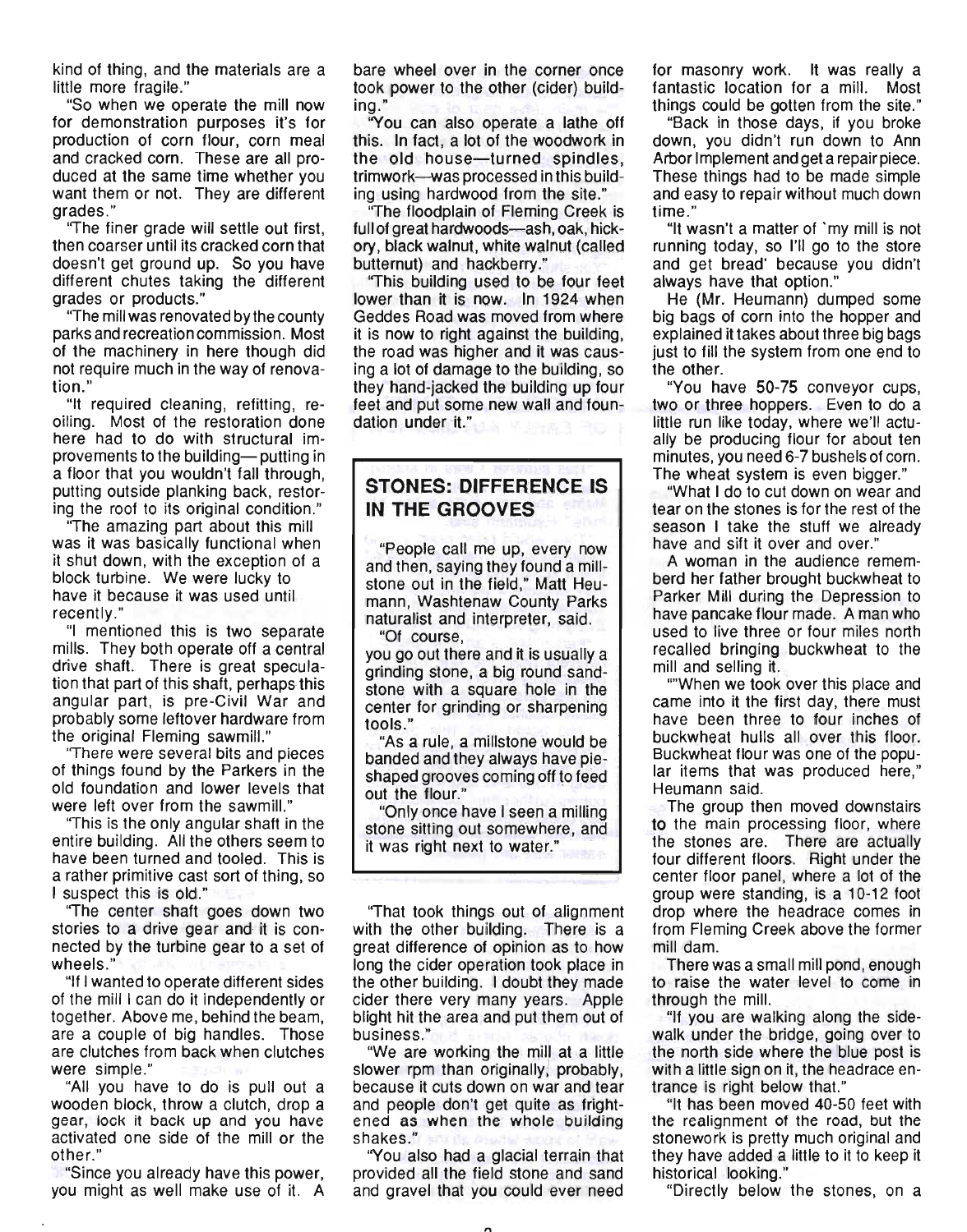kind of thing, and the materials are a little more fragile."

"So when we operate the mill now for demonstration purposes it's for production of corn flour, corn meal and cracked corn. These are all produced at the same time whether you want them or not. They are different grades."

"The finer grade will settle out first, then coarser until its cracked corn that doesn't get ground up. So you have different chutes taking the different grades or products."

"The mill was renovated by the county parks and recreation commission. Most of the machinery in here though did not require much in the way of renovation."

"It required cleaning, refitting, reoiling. Most of the restoration done here had to do with structural improvements to the building— putting in a floor that you wouldn't fall through, putting outside planking back, restoring the roof to its original condition."

"The amazing part about this mill was it was basically functional when it shut down, with the exception of a block turbine. We were lucky to have it because it was used until recently."

"I mentioned this is two separate mills. They both operate off a central drive shaft. There is great speculation that part of this shaft, perhaps this angular part, is pre-Civil War and probably some leftover hardware from the original Fleming sawmill."

"There were several bits and pieces of things found by the Parkers in the old foundation and lower levels that were left over from the sawmill."

"This is the only angular shaft in the entire building. All the others seem to have been turned and tooled. This is a rather primitive cast sort of thing, so I suspect this is old."

"The center shaft goes down two stories to a drive gear and it is connected by the turbine gear to a set of wheels."

"If I wanted to operate different sides of the mill I can do it independently or together. Above me, behind the beam, are a couple of big handles. Those are clutches from back when clutches were simple."

"All you have to do is pull out a wooden block, throw a clutch, drop a gear, lock it back up and you have activated one side of the mill or the other."

"Since you already have this power, you might as well make use of it. A bare wheel over in the corner once took power to the other (cider) building."

"You can also operate a lathe off this. In fact, a lot of the woodwork in the old house—turned spindles, trimwork—was processed in this building using hardwood from the site."

"The floodplain of Fleming Creek is full of great hardwoods—ash, oak, hickory, black walnut, white walnut (called butternut) and hackberry."

"This building used to be four feet lower than it is now. In 1924 when Geddes Road was moved from where it is now to right against the building, the road was higher and it was causing a lot of damage to the building, so they hand-jacked the building up four feet and put some new wall and foundation under it."

## STONES: DIFFERENCE IS IN THE GROOVES

"People call me up, every now and then, saying they found a millstone out in the field," Matt Heumann, Washtenaw County Parks naturalist and interpreter, said.

"Of course, you go out there and it is usually a grinding stone, a big round sandstone with a square hole in the center for grinding or sharpening tools."

"As a rule, a millstone would be banded and they always have pie-shaped grooves coming off to feed out the flour."

"Only once have I seen a milling stone sitting out somewhere, and it was right next to water."

"That took things out of alignment with the other building. There is a great difference of opinion as to how long the cider operation took place in the other building. I doubt they made cider there very many years. Apple blight hit the area and put them out of business."

"We are working the mill at a little slower rpm than originally, probably, because it cuts down on war and tear and people don't get quite as frightened as when the whole building shakes."

"You also had a glacial terrain that provided all the field stone and sand and gravel that you could ever need for masonry work. It was really a fantastic location for a mill. Most things could be gotten from the site."

"Back in those days, if you broke down, you didn't run down to Ann Arbor Implement and get a repair piece. These things had to be made simple and easy to repair without much down time."

"It wasn't a matter of 'my mill is not running today, so I'll go to the store and get bread' because you didn't always have that option."

He (Mr. Heumann) dumped some big bags of corn into the hopper and explained it takes about three big bags just to fill the system from one end to the other.

"You have 50-75 conveyor cups, two or three hoppers. Even to do a little run like today, where we'll actually be producing flour for about ten minutes, you need 6-7 bushels of corn. The wheat system is even bigger."

"What I do to cut down on wear and tear on the stones is for the rest of the season I take the stuff we already have and sift it over and over."

A woman in the audience rememberd her father brought buckwheat to Parker Mill during the Depression to have pancake flour made. A man who used to live three or four miles north recalled bringing buckwheat to the mill and selling it.

""When we took over this place and came into it the first day, there must have been three to four inches of buckwheat hulls all over this floor. Buckwheat flour was one of the popular items that was produced here," Heumann said.

The group then moved downstairs to the main processing floor, where the stones are. There are actually four different floors. Right under the center floor panel, where a lot of the group were standing, is a 10-12 foot drop where the headrace comes in from Fleming Creek above the former mill dam.

There was a small mill pond, enough to raise the water level to come in through the mill.

"If you are walking along the sidewalk under the bridge, going over to the north side where the blue post is with a little sign on it, the headrace entrance is right below that."

"It has been moved 40-50 feet with the realignment of the road, but the stonework is pretty much original and they have added a little to it to keep it historical looking."

"Directly below the stones, on a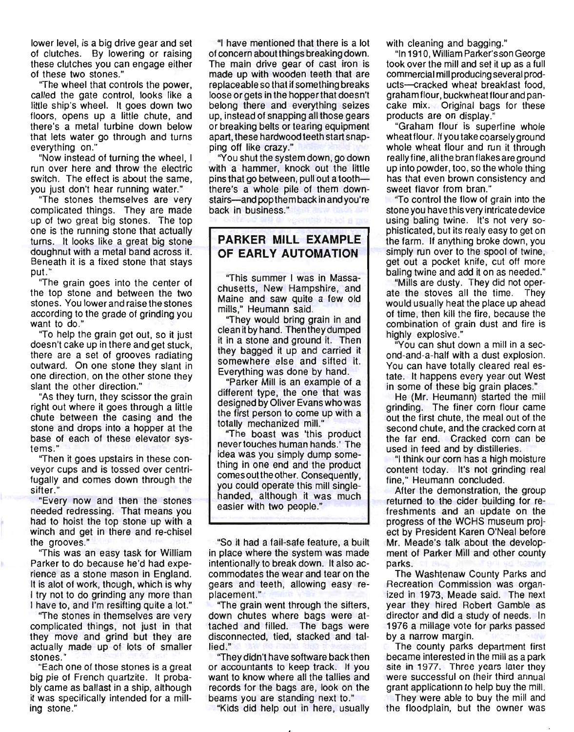lower level, is a big drive gear and set of clutches. By lowering or raising these clutches you can engage either of these two stones."

"The wheel that controls the power, called the gate control, looks like a little ship's wheel. It goes down two floors, opens up a little chute, and there's a metal turbine down below that lets water go through and turns everything on."

"Now instead of turning the wheel, I run over here and throw the electric switch. The effect is about the same, you just don't hear running water."

"The stones themselves are very complicated things. They are made up of two great big stones. The top one is the running stone that actually turns. It looks like a great big stone doughnut with a metal band across it. Beneath it is a fixed stone that stays put."

"The grain goes into the center of the top stone and between the two stones. You lower and raise the stones according to the grade of grinding you want to do."

"To help the grain get out, so it just doesn't cake up in there and get stuck, there are a set of grooves radiating outward. On one stone they slant in one direction, on the other stone they slant the other direction."

"As they turn, they scissor the grain right out where it goes through a little chute between the casing and the stone and drops into a hopper at the base of each of these elevator systems."

"Then it goes upstairs in these conveyor cups and is tossed over centrifugally and comes down through the sifter."

"Every now and then the stones needed redressing. That means you had to hoist the top stone up with a winch and get in there and re-chisel the grooves."

"This was an easy task for William Parker to do because he'd had experience as a stone mason in England. It is alot of work, though, which is why I try not to do grinding any more than I have to, and I'm resifting quite a lot."

"The stones in themselves are very complicated things, not just in that they move and grind but they are actually made up of lots of smaller stones."

"Each one of those stones is a great big pie of French quartzite. It probably came as ballast in a ship, although it was specifically intended for a milling stone."

"I have mentioned that there is a lot of concern about things breaking down. The main drive gear of cast iron is made up with wooden teeth that are replaceable so that if something breaks loose or gets in the hopper that doesn't belong there and everything seizes up, instead of snapping all those gears or breaking belts or tearing equipment apart, these hardwood teeth start snapping off like crazy."

"You shut the system down, go down with a hammer, knock out the little pins that go between, pull out a tooth—there's a whole pile of them downstairs—and pop them back in and you're back in business."

## PARKER MILL EXAMPLE OF EARLY AUTOMATION

"This summer I was in Massachusetts, New Hampshire, and Maine and saw quite a few old mills," Heumann said.

"They would bring grain in and clean it by hand. Then they dumped it in a stone and ground it. Then they bagged it up and carried it somewhere else and sifted it. Everything was done by hand.

"Parker Mill is an example of a different type, the one that was designed by Oliver Evans who was the first person to come up with a totally mechanized mill."

"The boast was 'this product never touches human hands.' The idea was you simply dump something in one end and the product comes out the other. Consequently, you could operate this mill single-handed, although it was much easier with two people."

"So it had a fail-safe feature, a built in place where the system was made intentionally to break down. It also accommodates the wear and tear on the gears and teeth, allowing easy replacement."

"The grain went through the sifters, down chutes where bags were attached and filled. The bags were disconnected, tied, stacked and tallied."

"They didn't have software back then or accountants to keep track. If you want to know where all the tallies and records for the bags are, look on the beams you are standing next to."

"Kids did help out in here, usually with cleaning and bagging."

"In 1910, William Parker's son George took over the mill and set it up as a full commercial mill producing several products—cracked wheat breakfast food, graham flour, buckwheat flour and pancake mix. Original bags for these products are on display."

"Graham flour is superfine whole wheat flour. If you take coarsely ground whole wheat flour and run it through really fine, all the bran flakes are ground up into powder, too, so the whole thing has that even brown consistency and sweet flavor from bran."

"To control the flow of grain into the stone you have this very intricate device using baling twine. It's not very sophisticated, but its realy easy to get on the farm. If anything broke down, you simply run over to the spool of twine, get out a pocket knife, cut off more baling twine and add it on as needed."

"Mills are dusty. They did not operate the stoves all the time. They would usually heat the place up ahead of time, then kill the fire, because the combination of grain dust and fire is highly explosive."

"You can shut down a mill in a second-and-a-half with a dust explosion. You can have totally cleared real estate. It happens every year out West in some of these big grain places."

He (Mr. Heumann) started the mill grinding. The finer corn flour came out the first chute, the meal out of the second chute, and the cracked corn at the far end. Cracked corn can be used in feed and by distilleries.

"I think our corn has a high moisture content today. It's not grinding real fine," Heumann concluded.

After the demonstration, the group returned to the cider building for refreshments and an update on the progress of the WCHS museum project by President Karen O'Neal before Mr. Meade's talk about the development of Parker Mill and other county parks.

The Washtenaw County Parks and Recreation Commission was organized in 1973, Meade said. The next year they hired Robert Gamble as director and did a study of needs. In 1976 a millage vote for parks passed by a narrow margin.

The county parks department first became interested in the mill as a park site in 1977. Three years later they were successful on their third annual grant applicationn to help buy the mill.

They were able to buy the mill and the floodplain, but the owner was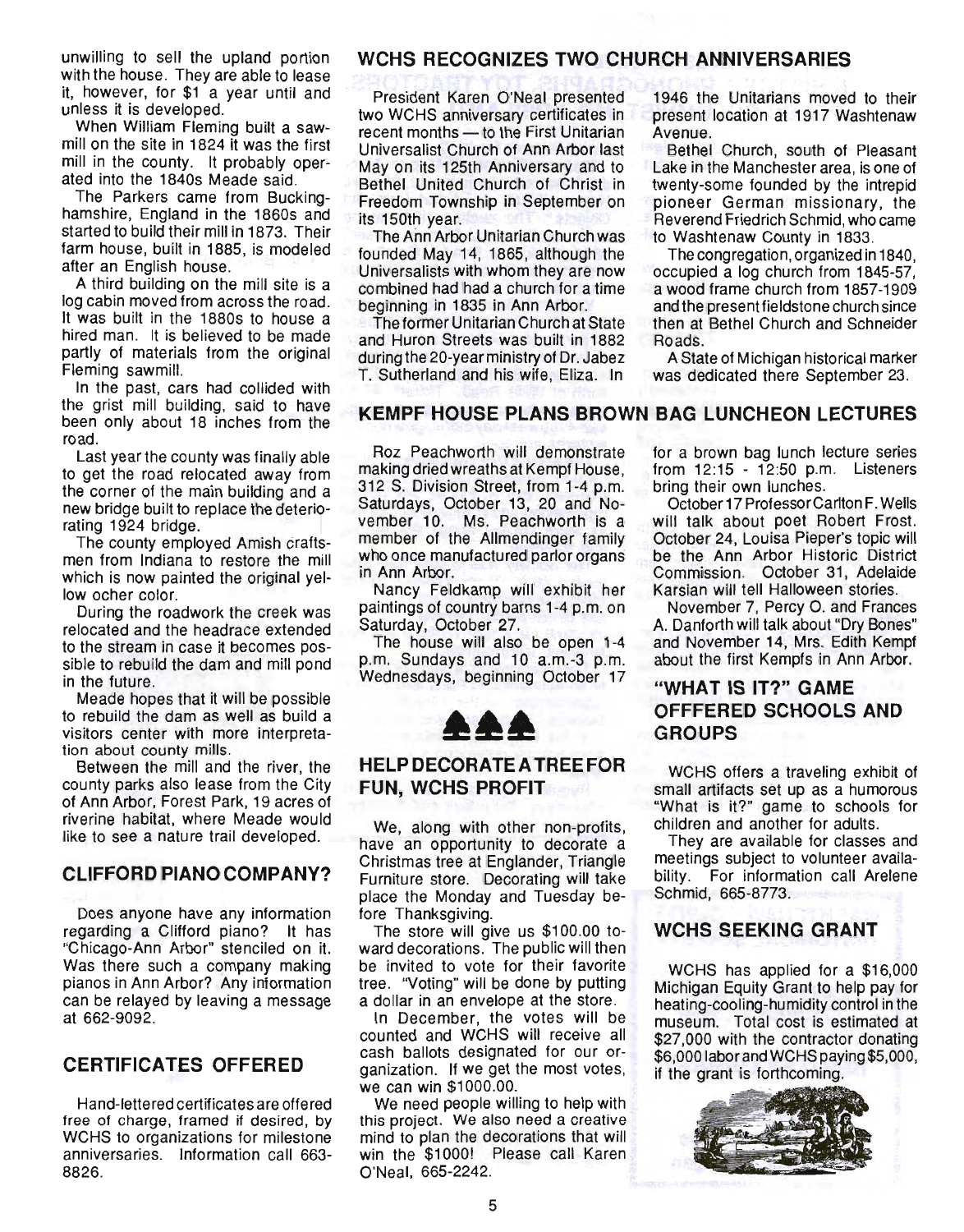unwilling to sell the upland portion with the house. They are able to lease it, however, for $1 a year until and unless it is developed.

When William Fleming built a saw-mill on the site in 1824 it was the first mill in the county. It probably operated into the 1840s Meade said.

The Parkers came from Buckinghamshire, England in the 1860s and started to build their mill in 1873. Their farm house, built in 1885, is modeled after an English house.

A third building on the mill site is a log cabin moved from across the road. It was built in the 1880s to house a hired man. It is believed to be made partly of materials from the original Fleming sawmill.

In the past, cars had collided with the grist mill building, said to have been only about 18 inches from the road.

Last year the county was finally able to get the road relocated away from the corner of the main building and a new bridge built to replace the deteriorating 1924 bridge.

The county employed Amish craftsmen from Indiana to restore the mill which is now painted the original yellow ocher color.

During the roadwork the creek was relocated and the headrace extended to the stream in case it becomes possible to rebuild the dam and mill pond in the future.

Meade hopes that it will be possible to rebuild the dam as well as build a visitors center with more interpretation about county mills.

Between the mill and the river, the county parks also lease from the City of Ann Arbor, Forest Park, 19 acres of riverine habitat, where Meade would like to see a nature trail developed.

## CLIFFORD PIANO COMPANY?

Does anyone have any information regarding a Clifford piano? It has "Chicago-Ann Arbor" stenciled on it. Was there such a company making pianos in Ann Arbor? Any information can be relayed by leaving a message at 662-9092.

## CERTIFICATES OFFERED

Hand-lettered certificates are offered free of charge, framed if desired, by WCHS to organizations for milestone anniversaries. Information call 663-8826.

## WCHS RECOGNIZES TWO CHURCH ANNIVERSARIES

President Karen O'Neal presented two WCHS anniversary certificates in recent months — to the First Unitarian Universalist Church of Ann Arbor last May on its 125th Anniversary and to Bethel United Church of Christ in Freedom Township in September on its 150th year.

The Ann Arbor Unitarian Church was founded May 14, 1865, although the Universalists with whom they are now combined had had a church for a time beginning in 1835 in Ann Arbor.

The former Unitarian Church at State and Huron Streets was built in 1882 during the 20-year ministry of Dr. Jabez T. Sutherland and his wife, Eliza. In 1946 the Unitarians moved to their present location at 1917 Washtenaw Avenue.

Bethel Church, south of Pleasant Lake in the Manchester area, is one of twenty-some founded by the intrepid pioneer German missionary, the Reverend Friedrich Schmid, who came to Washtenaw County in 1833.

The congregation, organized in 1840, occupied a log church from 1845-57, a wood frame church from 1857-1909 and the present fieldstone church since then at Bethel Church and Schneider Roads.

A State of Michigan historical marker was dedicated there September 23.

## KEMPF HOUSE PLANS BROWN BAG LUNCHEON LECTURES

Roz Peachworth will demonstrate making dried wreaths at Kempf House, 312 S. Division Street, from 1-4 p.m. Saturdays, October 13, 20 and November 10. Ms. Peachworth is a member of the Allmendinger family who once manufactured parlor organs in Ann Arbor.

Nancy Feldkamp will exhibit her paintings of country barns 1-4 p.m. on Saturday, October 27.

The house will also be open 1-4 p.m. Sundays and 10 a.m.-3 p.m. Wednesdays, beginning October 17 for a brown bag lunch lecture series from 12:15 - 12:50 p.m. Listeners bring their own lunches.

October 17 Professor Carlton F. Wells will talk about poet Robert Frost. October 24, Louisa Pieper's topic will be the Ann Arbor Historic District Commission. October 31, Adelaide Karsian will tell Halloween stories.

November 7, Percy O. and Frances A. Danforth will talk about "Dry Bones" and November 14, Mrs. Edith Kempf about the first Kempfs in Ann Arbor.

## HELP DECORATE A TREE FOR FUN, WCHS PROFIT

We, along with other non-profits, have an opportunity to decorate a Christmas tree at Englander, Triangle Furniture store. Decorating will take place the Monday and Tuesday before Thanksgiving.

The store will give us $100.00 toward decorations. The public will then be invited to vote for their favorite tree. "Voting" will be done by putting a dollar in an envelope at the store.

In December, the votes will be counted and WCHS will receive all cash ballots designated for our organization. If we get the most votes, we can win $1000.00.

We need people willing to help with this project. We also need a creative mind to plan the decorations that will win the $1000! Please call Karen O'Neal, 665-2242.

## "WHAT IS IT?" GAME OFFFERED SCHOOLS AND GROUPS

WCHS offers a traveling exhibit of small artifacts set up as a humorous "What is it?" game to schools for children and another for adults.

They are available for classes and meetings subject to volunteer availability. For information call Arelene Schmid, 665-8773.

## WCHS SEEKING GRANT

WCHS has applied for a $16,000 Michigan Equity Grant to help pay for heating-cooling-humidity control in the museum. Total cost is estimated at $27,000 with the contractor donating $6,000 labor and WCHS paying $5,000, if the grant is forthcoming.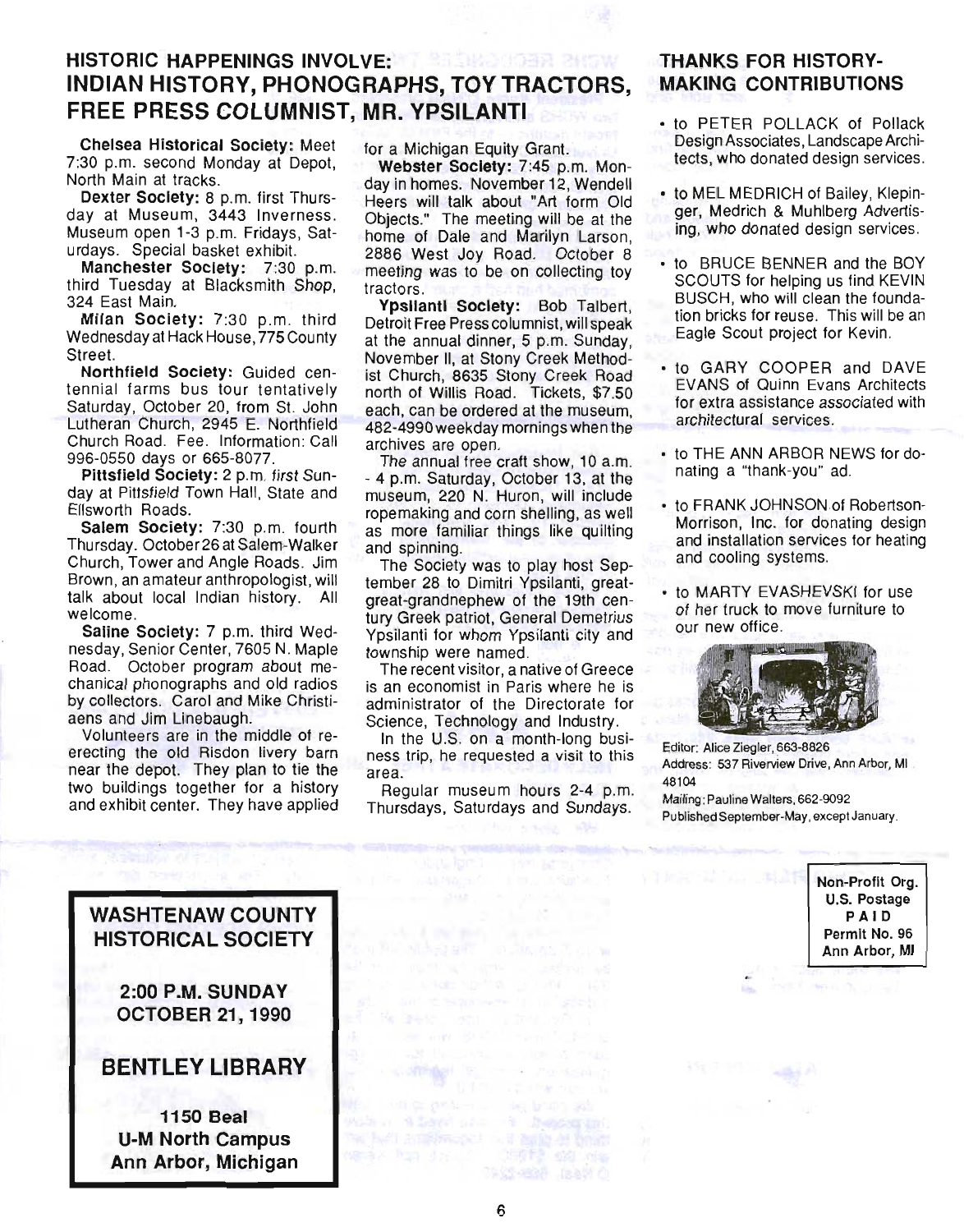## HISTORIC HAPPENINGS INVOLVE: INDIAN HISTORY, PHONOGRAPHS, TOY TRACTORS, FREE PRESS COLUMNIST, MR. YPSILANTI

**Chelsea Historical Society:** Meet 7:30 p.m. second Monday at Depot, North Main at tracks.

**Dexter Society:** 8 p.m. first Thursday at Museum, 3443 Inverness. Museum open 1-3 p.m. Fridays, Saturdays. Special basket exhibit.

**Manchester Society:** 7:30 p.m. third Tuesday at Blacksmith Shop, 324 East Main.

**Milan Society:** 7:30 p.m. third Wednesday at Hack House, 775 County Street.

**Northfield Society:** Guided centennial farms bus tour tentatively Saturday, October 20, from St. John Lutheran Church, 2945 E. Northfield Church Road. Fee. Information: Call 996-0550 days or 665-8077.

**Pittsfield Society:** 2 p.m. first Sunday at Pittsfield Town Hall, State and Ellsworth Roads.

**Salem Society:** 7:30 p.m. fourth Thursday. October 26 at Salem-Walker Church, Tower and Angle Roads. Jim Brown, an amateur anthropologist, will talk about local Indian history. All welcome.

**Saline Society:** 7 p.m. third Wednesday, Senior Center, 7605 N. Maple Road. October program about mechanical phonographs and old radios by collectors. Carol and Mike Christiaens and Jim Linebaugh.

Volunteers are in the middle of re-erecting the old Risdon livery barn near the depot. They plan to tie the two buildings together for a history and exhibit center. They have applied for a Michigan Equity Grant.

**Webster Society:** 7:45 p.m. Monday in homes. November 12, Wendell Heers will talk about "Art form Old Objects." The meeting will be at the home of Dale and Marilyn Larson, 2886 West Joy Road. October 8 meeting was to be on collecting toy tractors.

**Ypsilanti Society:** Bob Talbert, Detroit Free Press columnist, will speak at the annual dinner, 5 p.m. Sunday, November II, at Stony Creek Methodist Church, 8635 Stony Creek Road north of Willis Road. Tickets, $7.50 each, can be ordered at the museum, 482-4990 weekday mornings when the archives are open.

The annual free craft show, 10 a.m. - 4 p.m. Saturday, October 13, at the museum, 220 N. Huron, will include ropemaking and corn shelling, as well as more familiar things like quilting and spinning.

The Society was to play host September 28 to Dimitri Ypsilanti, great-great-grandnephew of the 19th century Greek patriot, General Demetrius Ypsilanti for whom Ypsilanti city and township were named.

The recent visitor, a native of Greece is an economist in Paris where he is administrator of the Directorate for Science, Technology and Industry.

In the U.S. on a month-long business trip, he requested a visit to this area.

Regular museum hours 2-4 p.m. Thursdays, Saturdays and Sundays.

## THANKS FOR HISTORY-MAKING CONTRIBUTIONS

- to PETER POLLACK of Pollack Design Associates, Landscape Architects, who donated design services.
- to MEL MEDRICH of Bailey, Klepinger, Medrich & Muhlberg Advertising, who donated design services.
- to BRUCE BENNER and the BOY SCOUTS for helping us find KEVIN BUSCH, who will clean the foundation bricks for reuse. This will be an Eagle Scout project for Kevin.
- to GARY COOPER and DAVE EVANS of Quinn Evans Architects for extra assistance associated with architectural services.
- to THE ANN ARBOR NEWS for donating a "thank-you" ad.
- to FRANK JOHNSON of Robertson-Morrison, Inc. for donating design and installation services for heating and cooling systems.
- to MARTY EVASHEVSKI for use of her truck to move furniture to our new office.

Editor: Alice Ziegler, 663-8826
Address: 537 Riverview Drive, Ann Arbor, MI 48104
Mailing: Pauline Walters, 662-9092
Published September-May, except January.

**WASHTENAW COUNTY HISTORICAL SOCIETY**

**2:00 P.M. SUNDAY OCTOBER 21, 1990**

**BENTLEY LIBRARY**

**1150 Beal**
**U-M North Campus**
**Ann Arbor, Michigan**

Non-Profit Org.
U.S. Postage
PAID
Permit No. 96
Ann Arbor, MI